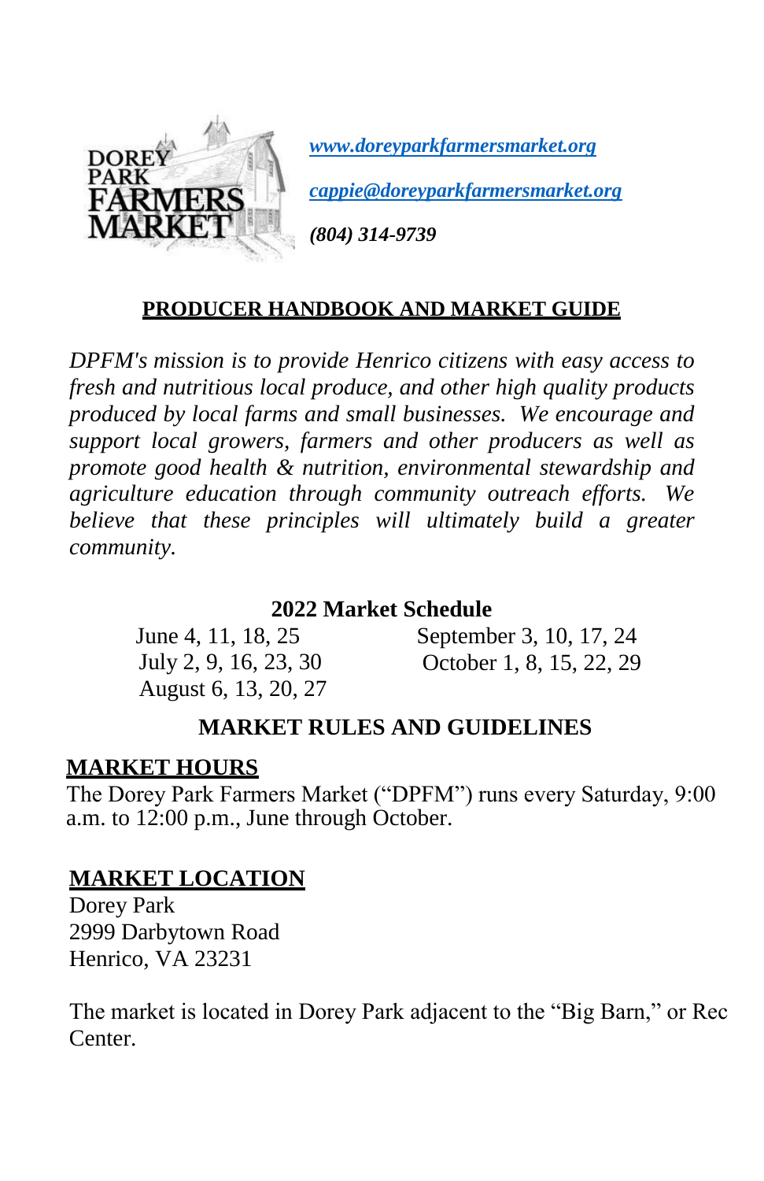DOREY PARK FARMERS MARKET

*[www.doreyparkfarmersmarket.org](http://www.doreyparkfarmersmarket.org)*

*[cappie@doreyparkfarmersmarket.org](mailto:cappie@doreyparkfarmersmarket.org)*

***(804) 314-9739***

## PRODUCER HANDBOOK AND MARKET GUIDE

*DPFM's mission is to provide Henrico citizens with easy access to fresh and nutritious local produce, and other high quality products produced by local farms and small businesses. We encourage and support local growers, farmers and other producers as well as promote good health & nutrition, environmental stewardship and agriculture education through community outreach efforts. We believe that these principles will ultimately build a greater community.*

### 2022 Market Schedule

June 4, 11, 18, 25
July 2, 9, 16, 23, 30
August 6, 13, 20, 27
September 3, 10, 17, 24
October 1, 8, 15, 22, 29

## MARKET RULES AND GUIDELINES

### MARKET HOURS

The Dorey Park Farmers Market ("DPFM") runs every Saturday, 9:00 a.m. to 12:00 p.m., June through October.

### MARKET LOCATION

Dorey Park
2999 Darbytown Road
Henrico, VA 23231

The market is located in Dorey Park adjacent to the "Big Barn," or Rec Center.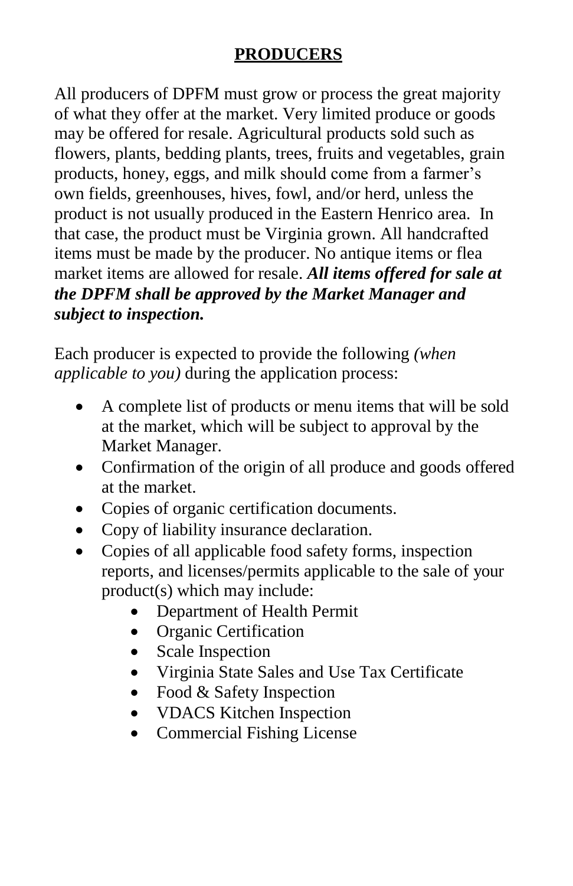# **PRODUCERS**

All producers of DPFM must grow or process the great majority of what they offer at the market. Very limited produce or goods may be offered for resale. Agricultural products sold such as flowers, plants, bedding plants, trees, fruits and vegetables, grain products, honey, eggs, and milk should come from a farmer's own fields, greenhouses, hives, fowl, and/or herd, unless the product is not usually produced in the Eastern Henrico area. In that case, the product must be Virginia grown. All handcrafted items must be made by the producer. No antique items or flea market items are allowed for resale. ***All items offered for sale at the DPFM shall be approved by the Market Manager and subject to inspection.***

Each producer is expected to provide the following *(when applicable to you)* during the application process:

- A complete list of products or menu items that will be sold at the market, which will be subject to approval by the Market Manager.
- Confirmation of the origin of all produce and goods offered at the market.
- Copies of organic certification documents.
- Copy of liability insurance declaration.
- Copies of all applicable food safety forms, inspection reports, and licenses/permits applicable to the sale of your product(s) which may include:
  - Department of Health Permit
  - Organic Certification
  - Scale Inspection
  - Virginia State Sales and Use Tax Certificate
  - Food & Safety Inspection
  - VDACS Kitchen Inspection
  - Commercial Fishing License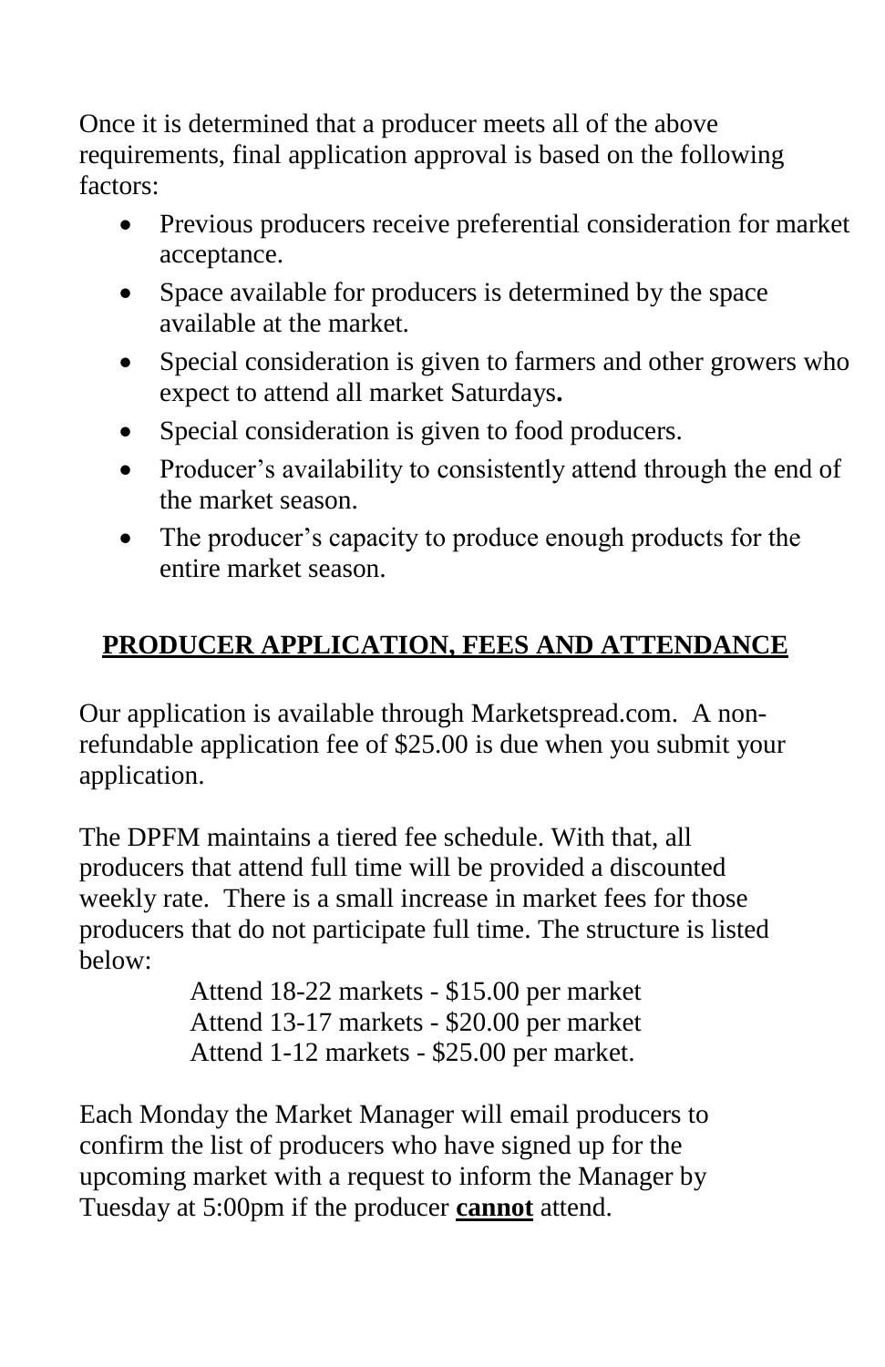Once it is determined that a producer meets all of the above requirements, final application approval is based on the following factors:

- Previous producers receive preferential consideration for market acceptance.
- Space available for producers is determined by the space available at the market.
- Special consideration is given to farmers and other growers who expect to attend all market Saturdays**.**
- Special consideration is given to food producers.
- Producer's availability to consistently attend through the end of the market season.
- The producer's capacity to produce enough products for the entire market season.

## PRODUCER APPLICATION, FEES AND ATTENDANCE

Our application is available through Marketspread.com. A non-refundable application fee of $25.00 is due when you submit your application.

The DPFM maintains a tiered fee schedule. With that, all producers that attend full time will be provided a discounted weekly rate. There is a small increase in market fees for those producers that do not participate full time. The structure is listed below:

Attend 18-22 markets - $15.00 per market
Attend 13-17 markets - $20.00 per market
Attend 1-12 markets - $25.00 per market.

Each Monday the Market Manager will email producers to confirm the list of producers who have signed up for the upcoming market with a request to inform the Manager by Tuesday at 5:00pm if the producer **cannot** attend.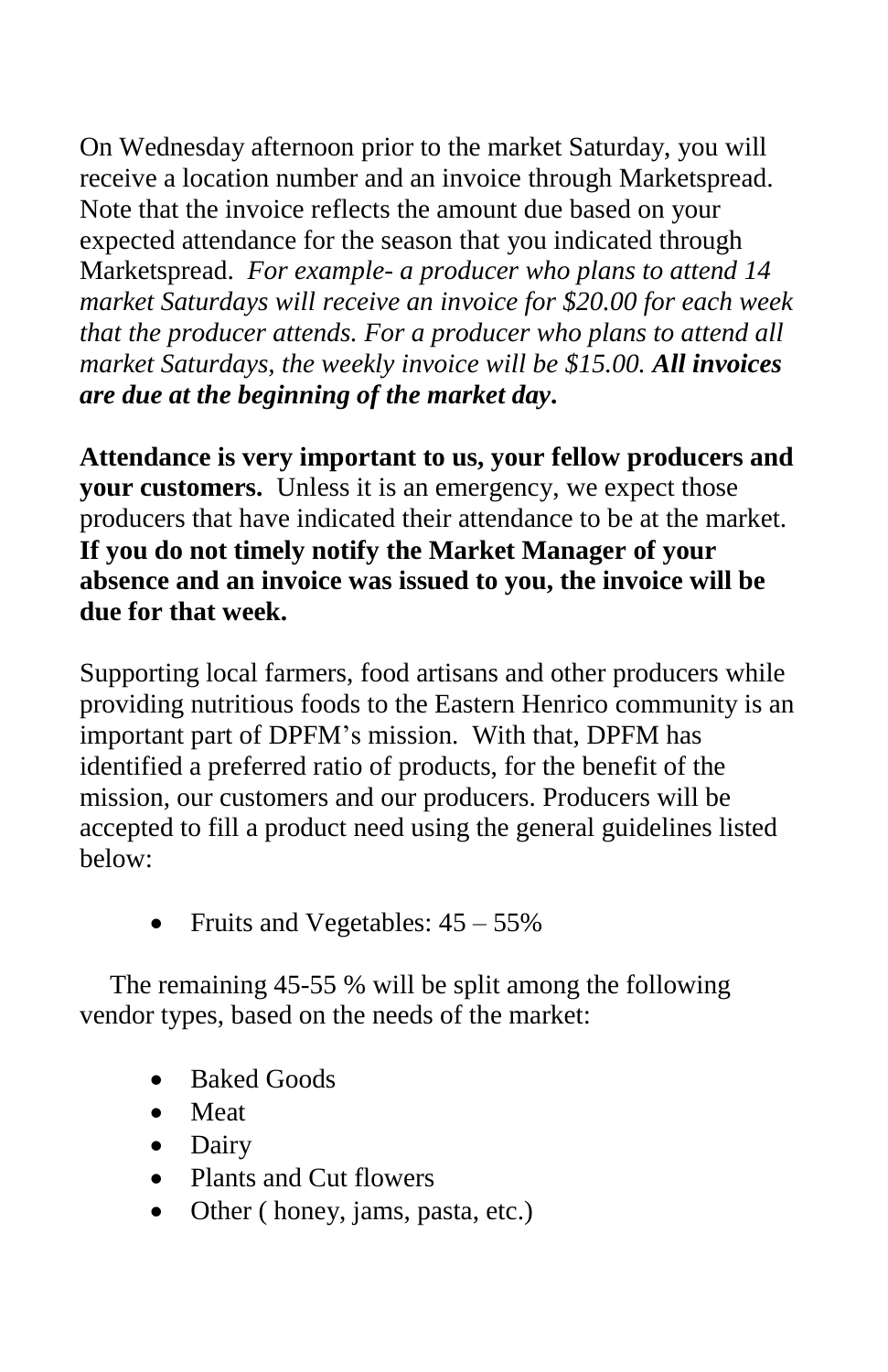On Wednesday afternoon prior to the market Saturday, you will receive a location number and an invoice through Marketspread. Note that the invoice reflects the amount due based on your expected attendance for the season that you indicated through Marketspread. *For example- a producer who plans to attend 14 market Saturdays will receive an invoice for $20.00 for each week that the producer attends. For a producer who plans to attend all market Saturdays, the weekly invoice will be $15.00.* ***All invoices are due at the beginning of the market day.***

**Attendance is very important to us, your fellow producers and your customers.** Unless it is an emergency, we expect those producers that have indicated their attendance to be at the market. **If you do not timely notify the Market Manager of your absence and an invoice was issued to you, the invoice will be due for that week.**

Supporting local farmers, food artisans and other producers while providing nutritious foods to the Eastern Henrico community is an important part of DPFM's mission. With that, DPFM has identified a preferred ratio of products, for the benefit of the mission, our customers and our producers. Producers will be accepted to fill a product need using the general guidelines listed below:

- Fruits and Vegetables: 45 – 55%

The remaining 45-55 % will be split among the following vendor types, based on the needs of the market:

- Baked Goods
- Meat
- Dairy
- Plants and Cut flowers
- Other ( honey, jams, pasta, etc.)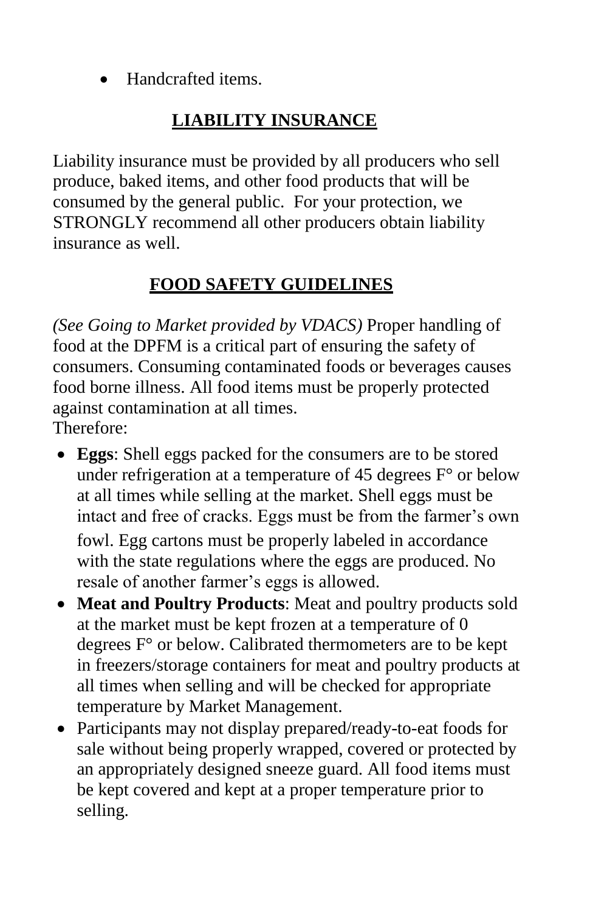- Handcrafted items.

## LIABILITY INSURANCE

Liability insurance must be provided by all producers who sell produce, baked items, and other food products that will be consumed by the general public. For your protection, we STRONGLY recommend all other producers obtain liability insurance as well.

## FOOD SAFETY GUIDELINES

*(See Going to Market provided by VDACS)* Proper handling of food at the DPFM is a critical part of ensuring the safety of consumers. Consuming contaminated foods or beverages causes food borne illness. All food items must be properly protected against contamination at all times.
Therefore:

- **Eggs**: Shell eggs packed for the consumers are to be stored under refrigeration at a temperature of 45 degrees F° or below at all times while selling at the market. Shell eggs must be intact and free of cracks. Eggs must be from the farmer's own fowl. Egg cartons must be properly labeled in accordance with the state regulations where the eggs are produced. No resale of another farmer's eggs is allowed.
- **Meat and Poultry Products**: Meat and poultry products sold at the market must be kept frozen at a temperature of 0 degrees F° or below. Calibrated thermometers are to be kept in freezers/storage containers for meat and poultry products at all times when selling and will be checked for appropriate temperature by Market Management.
- Participants may not display prepared/ready-to-eat foods for sale without being properly wrapped, covered or protected by an appropriately designed sneeze guard. All food items must be kept covered and kept at a proper temperature prior to selling.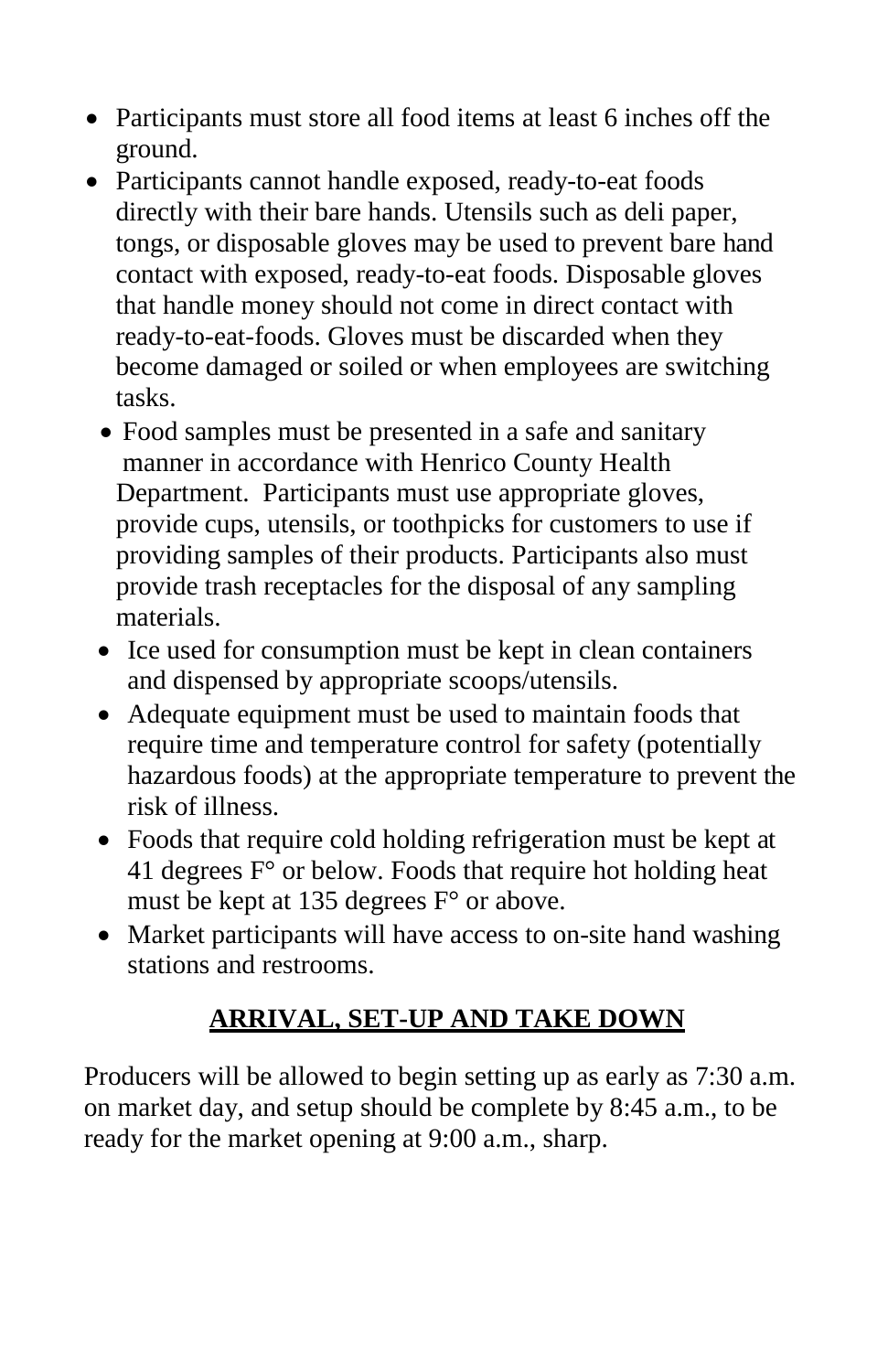- Participants must store all food items at least 6 inches off the ground.
- Participants cannot handle exposed, ready-to-eat foods directly with their bare hands. Utensils such as deli paper, tongs, or disposable gloves may be used to prevent bare hand contact with exposed, ready-to-eat foods. Disposable gloves that handle money should not come in direct contact with ready-to-eat-foods. Gloves must be discarded when they become damaged or soiled or when employees are switching tasks.
- Food samples must be presented in a safe and sanitary manner in accordance with Henrico County Health Department. Participants must use appropriate gloves, provide cups, utensils, or toothpicks for customers to use if providing samples of their products. Participants also must provide trash receptacles for the disposal of any sampling materials.
- Ice used for consumption must be kept in clean containers and dispensed by appropriate scoops/utensils.
- Adequate equipment must be used to maintain foods that require time and temperature control for safety (potentially hazardous foods) at the appropriate temperature to prevent the risk of illness.
- Foods that require cold holding refrigeration must be kept at 41 degrees F° or below. Foods that require hot holding heat must be kept at 135 degrees F° or above.
- Market participants will have access to on-site hand washing stations and restrooms.

## ARRIVAL, SET-UP AND TAKE DOWN

Producers will be allowed to begin setting up as early as 7:30 a.m. on market day, and setup should be complete by 8:45 a.m., to be ready for the market opening at 9:00 a.m., sharp.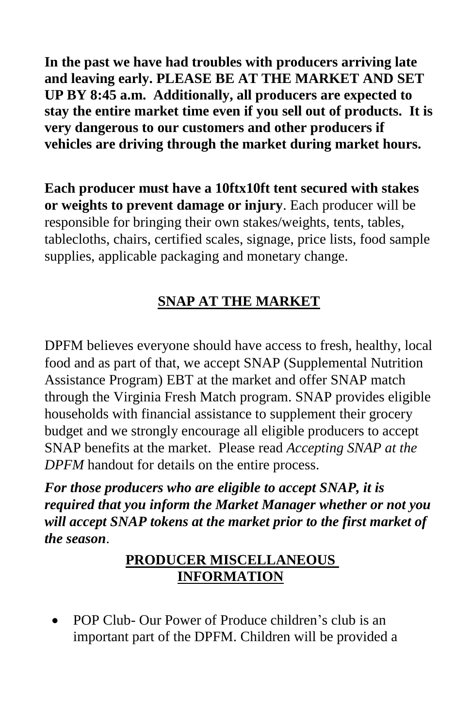**In the past we have had troubles with producers arriving late and leaving early. PLEASE BE AT THE MARKET AND SET UP BY 8:45 a.m. Additionally, all producers are expected to stay the entire market time even if you sell out of products. It is very dangerous to our customers and other producers if vehicles are driving through the market during market hours.**

**Each producer must have a 10ftx10ft tent secured with stakes or weights to prevent damage or injury**. Each producer will be responsible for bringing their own stakes/weights, tents, tables, tablecloths, chairs, certified scales, signage, price lists, food sample supplies, applicable packaging and monetary change.

## SNAP AT THE MARKET

DPFM believes everyone should have access to fresh, healthy, local food and as part of that, we accept SNAP (Supplemental Nutrition Assistance Program) EBT at the market and offer SNAP match through the Virginia Fresh Match program. SNAP provides eligible households with financial assistance to supplement their grocery budget and we strongly encourage all eligible producers to accept SNAP benefits at the market. Please read *Accepting SNAP at the DPFM* handout for details on the entire process.

***For those producers who are eligible to accept SNAP, it is required that you inform the Market Manager whether or not you will accept SNAP tokens at the market prior to the first market of the season***.

## PRODUCER MISCELLANEOUS INFORMATION

- POP Club- Our Power of Produce children's club is an important part of the DPFM. Children will be provided a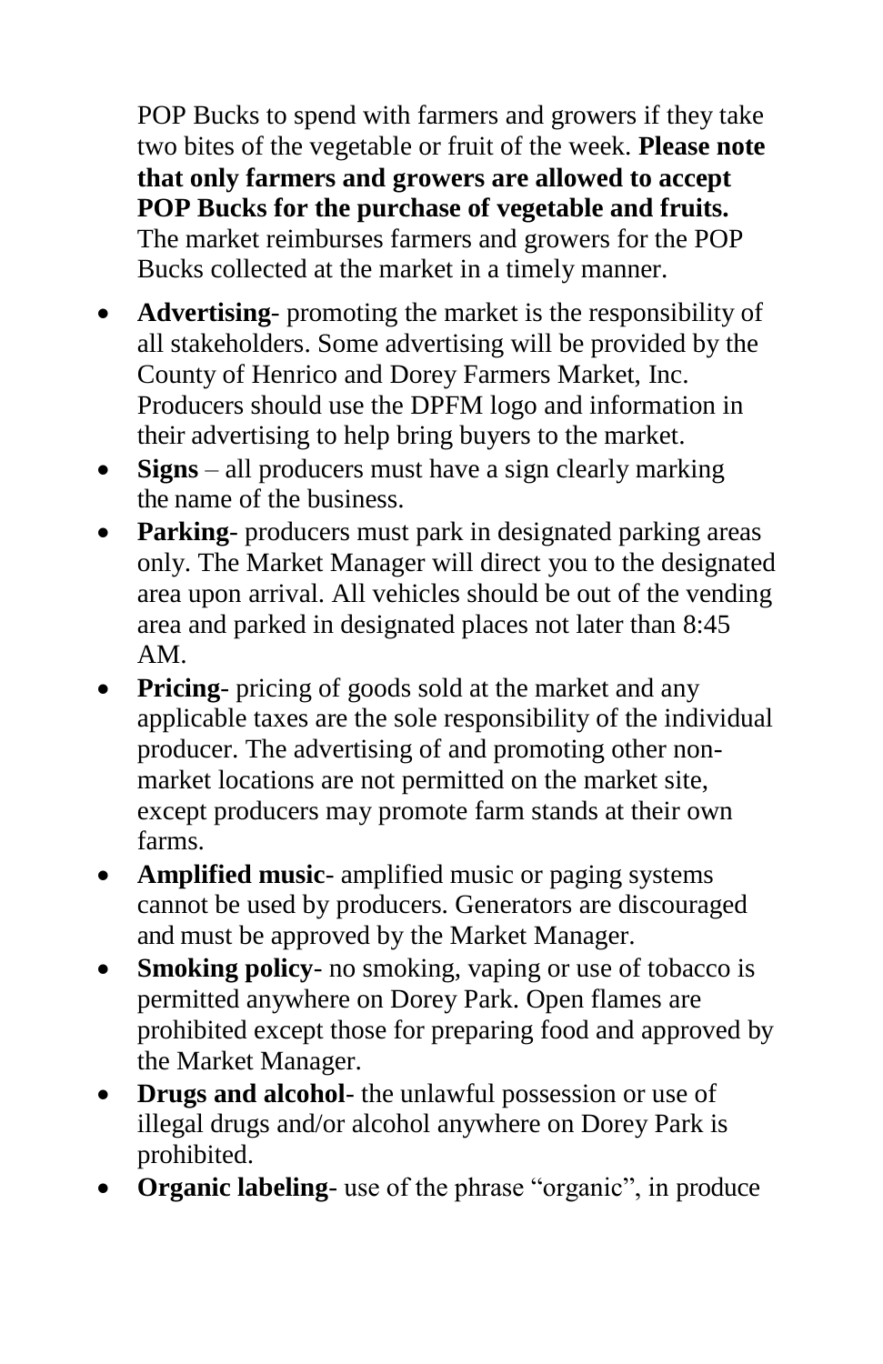POP Bucks to spend with farmers and growers if they take two bites of the vegetable or fruit of the week. **Please note that only farmers and growers are allowed to accept POP Bucks for the purchase of vegetable and fruits.** The market reimburses farmers and growers for the POP Bucks collected at the market in a timely manner.

- **Advertising**- promoting the market is the responsibility of all stakeholders. Some advertising will be provided by the County of Henrico and Dorey Farmers Market, Inc. Producers should use the DPFM logo and information in their advertising to help bring buyers to the market.
- **Signs** – all producers must have a sign clearly marking the name of the business.
- **Parking**- producers must park in designated parking areas only. The Market Manager will direct you to the designated area upon arrival. All vehicles should be out of the vending area and parked in designated places not later than 8:45 AM.
- **Pricing**- pricing of goods sold at the market and any applicable taxes are the sole responsibility of the individual producer. The advertising of and promoting other non-market locations are not permitted on the market site, except producers may promote farm stands at their own farms.
- **Amplified music**- amplified music or paging systems cannot be used by producers. Generators are discouraged and must be approved by the Market Manager.
- **Smoking policy**- no smoking, vaping or use of tobacco is permitted anywhere on Dorey Park. Open flames are prohibited except those for preparing food and approved by the Market Manager.
- **Drugs and alcohol**- the unlawful possession or use of illegal drugs and/or alcohol anywhere on Dorey Park is prohibited.
- **Organic labeling**- use of the phrase "organic", in produce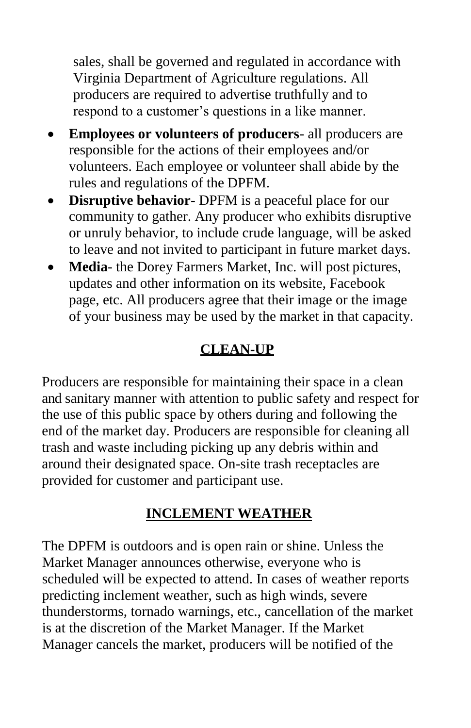sales, shall be governed and regulated in accordance with Virginia Department of Agriculture regulations. All producers are required to advertise truthfully and to respond to a customer's questions in a like manner.

- **Employees or volunteers of producers**- all producers are responsible for the actions of their employees and/or volunteers. Each employee or volunteer shall abide by the rules and regulations of the DPFM.
- **Disruptive behavior**- DPFM is a peaceful place for our community to gather. Any producer who exhibits disruptive or unruly behavior, to include crude language, will be asked to leave and not invited to participant in future market days.
- **Media**- the Dorey Farmers Market, Inc. will post pictures, updates and other information on its website, Facebook page, etc. All producers agree that their image or the image of your business may be used by the market in that capacity.

## CLEAN-UP

Producers are responsible for maintaining their space in a clean and sanitary manner with attention to public safety and respect for the use of this public space by others during and following the end of the market day. Producers are responsible for cleaning all trash and waste including picking up any debris within and around their designated space. On-site trash receptacles are provided for customer and participant use.

## INCLEMENT WEATHER

The DPFM is outdoors and is open rain or shine. Unless the Market Manager announces otherwise, everyone who is scheduled will be expected to attend. In cases of weather reports predicting inclement weather, such as high winds, severe thunderstorms, tornado warnings, etc., cancellation of the market is at the discretion of the Market Manager. If the Market Manager cancels the market, producers will be notified of the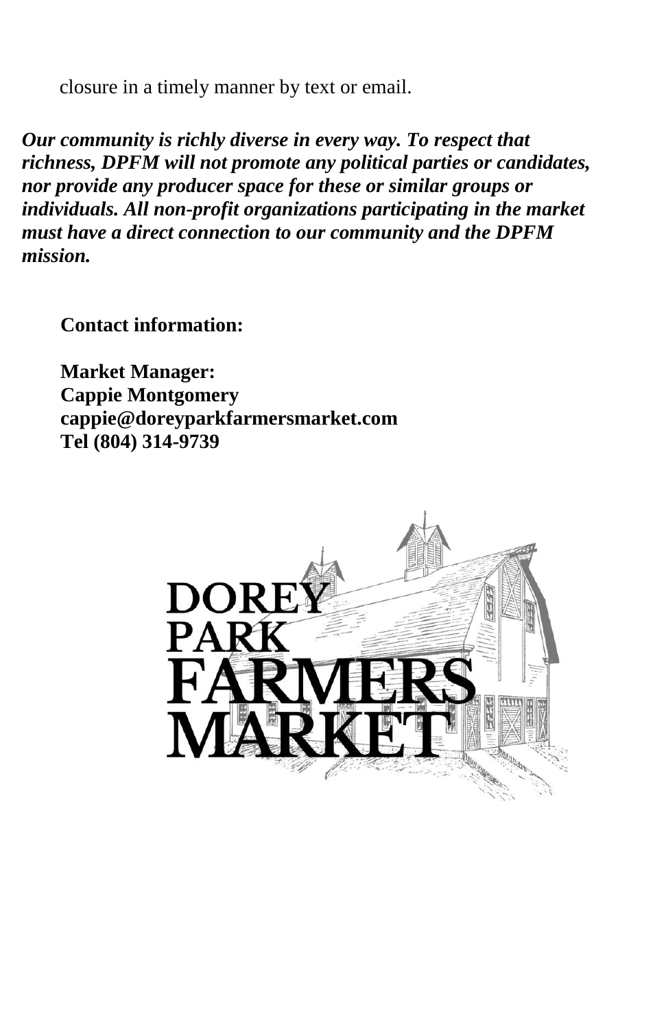closure in a timely manner by text or email.

***Our community is richly diverse in every way. To respect that richness, DPFM will not promote any political parties or candidates, nor provide any producer space for these or similar groups or individuals. All non-profit organizations participating in the market must have a direct connection to our community and the DPFM mission.***

**Contact information:**

**Market Manager:**
**Cappie Montgomery**
**cappie@doreyparkfarmersmarket.com**
**Tel (804) 314-9739**

DOREY PARK FARMERS MARKET